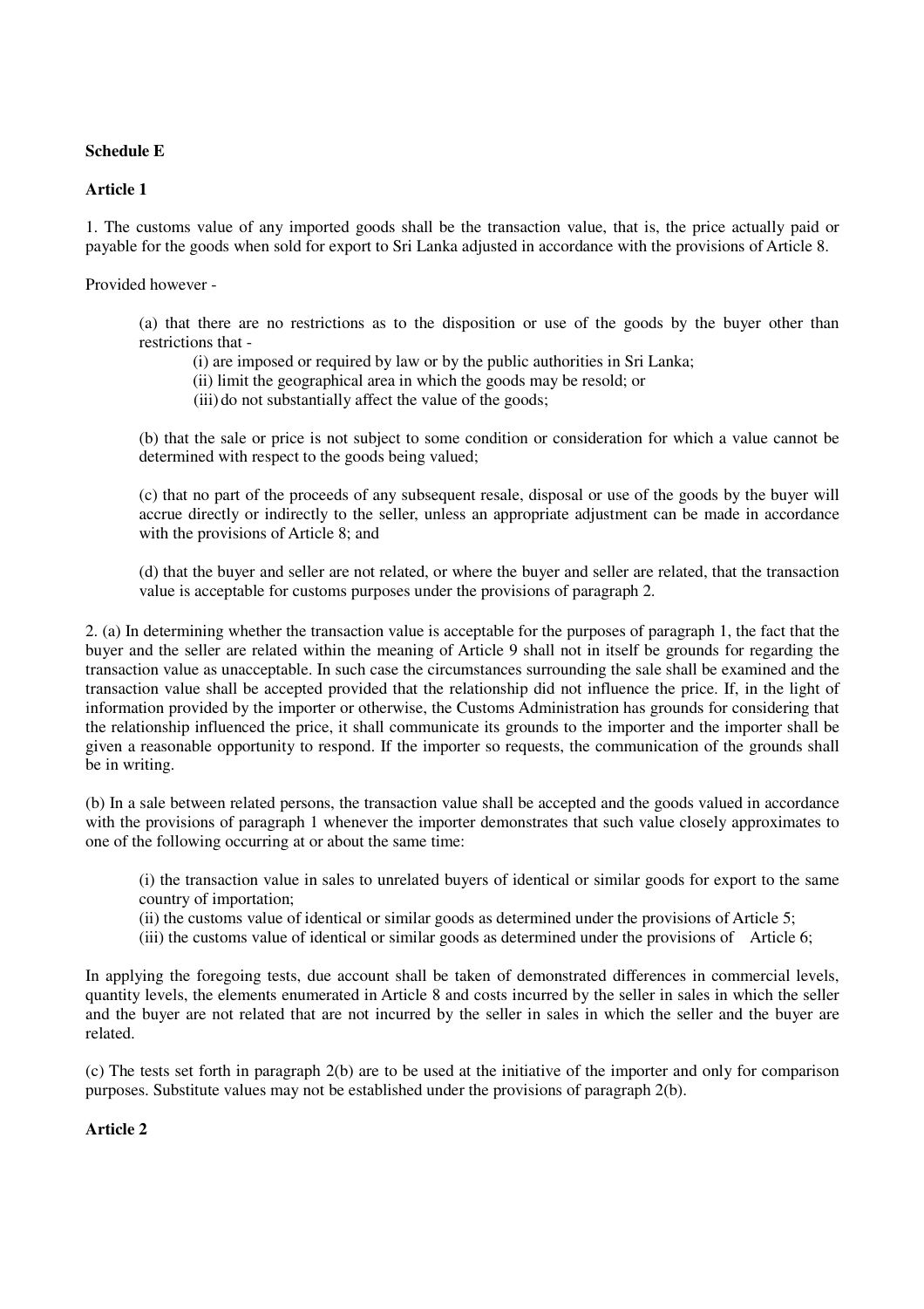**Schedule E**

**Article 1**

1. The customs value of any imported goods shall be the transaction value, that is, the price actually paid or payable for the goods when sold for export to Sri Lanka adjusted in accordance with the provisions of Article 8.

Provided however -

(a) that there are no restrictions as to the disposition or use of the goods by the buyer other than restrictions that -

(i) are imposed or required by law or by the public authorities in Sri Lanka;
(ii) limit the geographical area in which the goods may be resold; or
(iii) do not substantially affect the value of the goods;

(b) that the sale or price is not subject to some condition or consideration for which a value cannot be determined with respect to the goods being valued;

(c) that no part of the proceeds of any subsequent resale, disposal or use of the goods by the buyer will accrue directly or indirectly to the seller, unless an appropriate adjustment can be made in accordance with the provisions of Article 8; and

(d) that the buyer and seller are not related, or where the buyer and seller are related, that the transaction value is acceptable for customs purposes under the provisions of paragraph 2.

2. (a) In determining whether the transaction value is acceptable for the purposes of paragraph 1, the fact that the buyer and the seller are related within the meaning of Article 9 shall not in itself be grounds for regarding the transaction value as unacceptable. In such case the circumstances surrounding the sale shall be examined and the transaction value shall be accepted provided that the relationship did not influence the price. If, in the light of information provided by the importer or otherwise, the Customs Administration has grounds for considering that the relationship influenced the price, it shall communicate its grounds to the importer and the importer shall be given a reasonable opportunity to respond. If the importer so requests, the communication of the grounds shall be in writing.

(b) In a sale between related persons, the transaction value shall be accepted and the goods valued in accordance with the provisions of paragraph 1 whenever the importer demonstrates that such value closely approximates to one of the following occurring at or about the same time:

(i) the transaction value in sales to unrelated buyers of identical or similar goods for export to the same country of importation;
(ii) the customs value of identical or similar goods as determined under the provisions of Article 5;
(iii) the customs value of identical or similar goods as determined under the provisions of Article 6;

In applying the foregoing tests, due account shall be taken of demonstrated differences in commercial levels, quantity levels, the elements enumerated in Article 8 and costs incurred by the seller in sales in which the seller and the buyer are not related that are not incurred by the seller in sales in which the seller and the buyer are related.

(c) The tests set forth in paragraph 2(b) are to be used at the initiative of the importer and only for comparison purposes. Substitute values may not be established under the provisions of paragraph 2(b).

**Article 2**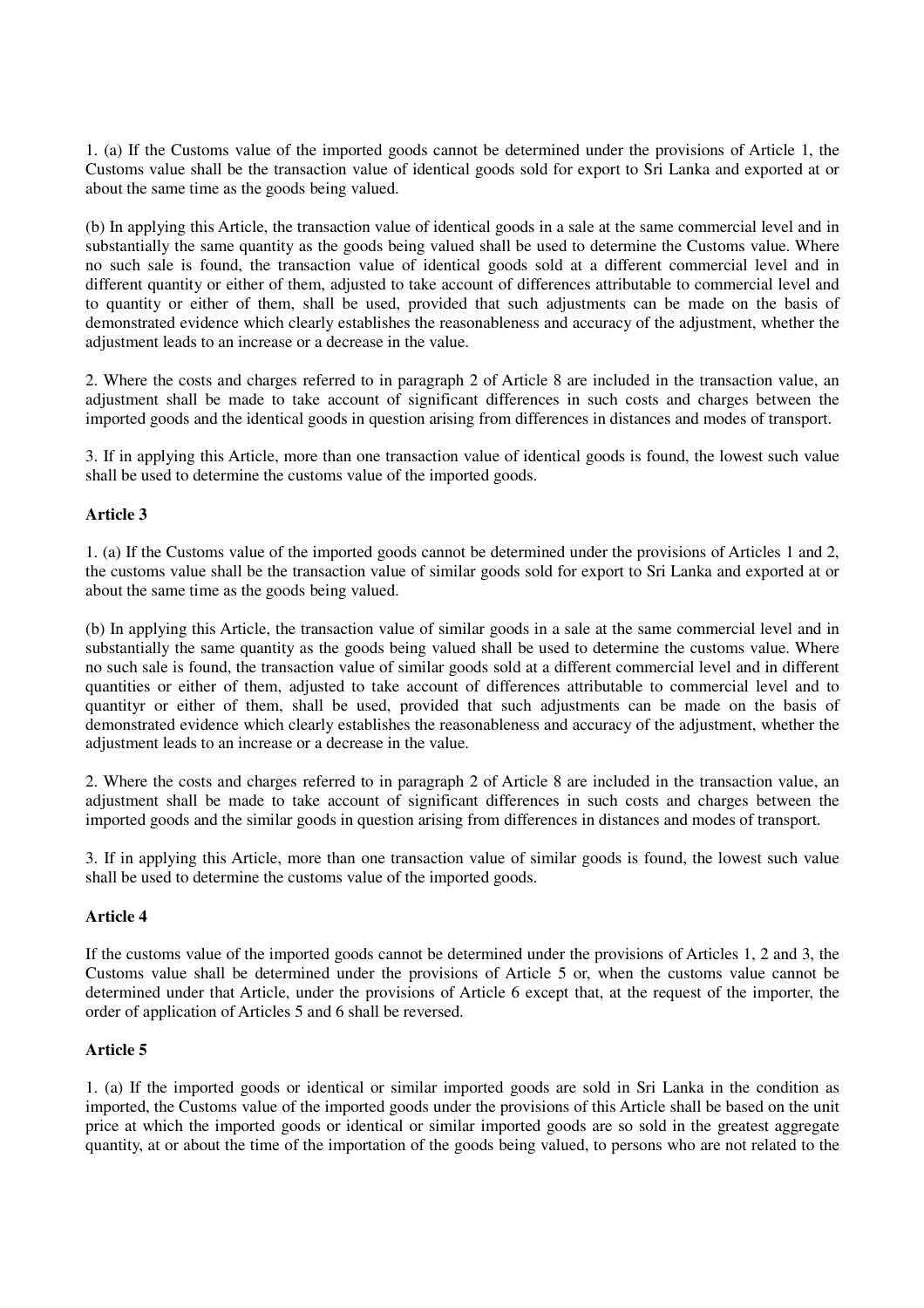1. (a) If the Customs value of the imported goods cannot be determined under the provisions of Article 1, the Customs value shall be the transaction value of identical goods sold for export to Sri Lanka and exported at or about the same time as the goods being valued.

(b) In applying this Article, the transaction value of identical goods in a sale at the same commercial level and in substantially the same quantity as the goods being valued shall be used to determine the Customs value. Where no such sale is found, the transaction value of identical goods sold at a different commercial level and in different quantity or either of them, adjusted to take account of differences attributable to commercial level and to quantity or either of them, shall be used, provided that such adjustments can be made on the basis of demonstrated evidence which clearly establishes the reasonableness and accuracy of the adjustment, whether the adjustment leads to an increase or a decrease in the value.

2. Where the costs and charges referred to in paragraph 2 of Article 8 are included in the transaction value, an adjustment shall be made to take account of significant differences in such costs and charges between the imported goods and the identical goods in question arising from differences in distances and modes of transport.

3. If in applying this Article, more than one transaction value of identical goods is found, the lowest such value shall be used to determine the customs value of the imported goods.

**Article 3**

1. (a) If the Customs value of the imported goods cannot be determined under the provisions of Articles 1 and 2, the customs value shall be the transaction value of similar goods sold for export to Sri Lanka and exported at or about the same time as the goods being valued.

(b) In applying this Article, the transaction value of similar goods in a sale at the same commercial level and in substantially the same quantity as the goods being valued shall be used to determine the customs value. Where no such sale is found, the transaction value of similar goods sold at a different commercial level and in different quantities or either of them, adjusted to take account of differences attributable to commercial level and to quantityr or either of them, shall be used, provided that such adjustments can be made on the basis of demonstrated evidence which clearly establishes the reasonableness and accuracy of the adjustment, whether the adjustment leads to an increase or a decrease in the value.

2. Where the costs and charges referred to in paragraph 2 of Article 8 are included in the transaction value, an adjustment shall be made to take account of significant differences in such costs and charges between the imported goods and the similar goods in question arising from differences in distances and modes of transport.

3. If in applying this Article, more than one transaction value of similar goods is found, the lowest such value shall be used to determine the customs value of the imported goods.

**Article 4**

If the customs value of the imported goods cannot be determined under the provisions of Articles 1, 2 and 3, the Customs value shall be determined under the provisions of Article 5 or, when the customs value cannot be determined under that Article, under the provisions of Article 6 except that, at the request of the importer, the order of application of Articles 5 and 6 shall be reversed.

**Article 5**

1. (a) If the imported goods or identical or similar imported goods are sold in Sri Lanka in the condition as imported, the Customs value of the imported goods under the provisions of this Article shall be based on the unit price at which the imported goods or identical or similar imported goods are so sold in the greatest aggregate quantity, at or about the time of the importation of the goods being valued, to persons who are not related to the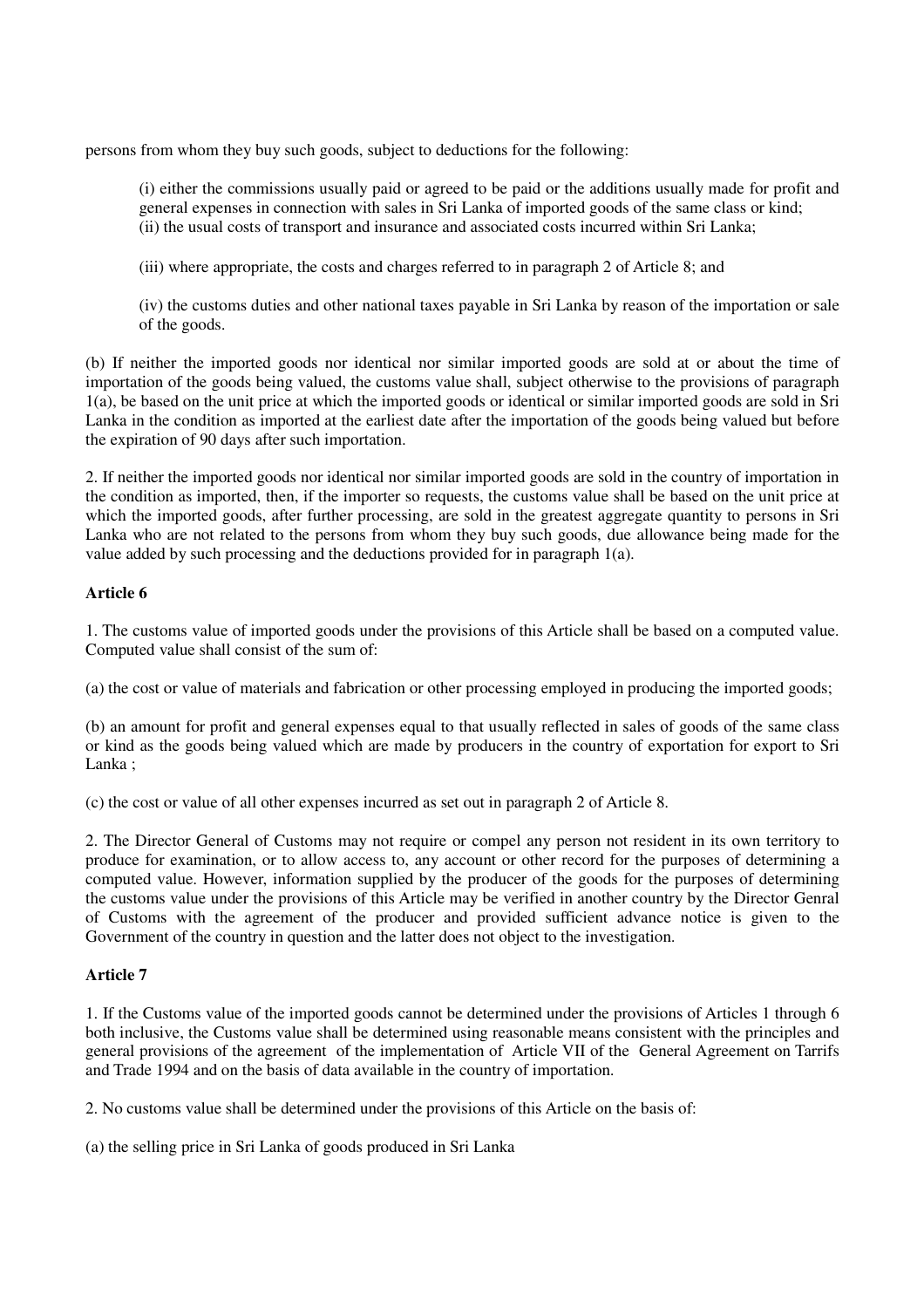persons from whom they buy such goods, subject to deductions for the following:

(i) either the commissions usually paid or agreed to be paid or the additions usually made for profit and general expenses in connection with sales in Sri Lanka of imported goods of the same class or kind;
(ii) the usual costs of transport and insurance and associated costs incurred within Sri Lanka;

(iii) where appropriate, the costs and charges referred to in paragraph 2 of Article 8; and

(iv) the customs duties and other national taxes payable in Sri Lanka by reason of the importation or sale of the goods.

(b) If neither the imported goods nor identical nor similar imported goods are sold at or about the time of importation of the goods being valued, the customs value shall, subject otherwise to the provisions of paragraph 1(a), be based on the unit price at which the imported goods or identical or similar imported goods are sold in Sri Lanka in the condition as imported at the earliest date after the importation of the goods being valued but before the expiration of 90 days after such importation.

2. If neither the imported goods nor identical nor similar imported goods are sold in the country of importation in the condition as imported, then, if the importer so requests, the customs value shall be based on the unit price at which the imported goods, after further processing, are sold in the greatest aggregate quantity to persons in Sri Lanka who are not related to the persons from whom they buy such goods, due allowance being made for the value added by such processing and the deductions provided for in paragraph 1(a).

**Article 6**

1. The customs value of imported goods under the provisions of this Article shall be based on a computed value. Computed value shall consist of the sum of:

(a) the cost or value of materials and fabrication or other processing employed in producing the imported goods;

(b) an amount for profit and general expenses equal to that usually reflected in sales of goods of the same class or kind as the goods being valued which are made by producers in the country of exportation for export to Sri Lanka ;

(c) the cost or value of all other expenses incurred as set out in paragraph 2 of Article 8.

2. The Director General of Customs may not require or compel any person not resident in its own territory to produce for examination, or to allow access to, any account or other record for the purposes of determining a computed value. However, information supplied by the producer of the goods for the purposes of determining the customs value under the provisions of this Article may be verified in another country by the Director Genral of Customs with the agreement of the producer and provided sufficient advance notice is given to the Government of the country in question and the latter does not object to the investigation.

**Article 7**

1. If the Customs value of the imported goods cannot be determined under the provisions of Articles 1 through 6 both inclusive, the Customs value shall be determined using reasonable means consistent with the principles and general provisions of the agreement of the implementation of Article VII of the General Agreement on Tarrifs and Trade 1994 and on the basis of data available in the country of importation.

2. No customs value shall be determined under the provisions of this Article on the basis of:

(a) the selling price in Sri Lanka of goods produced in Sri Lanka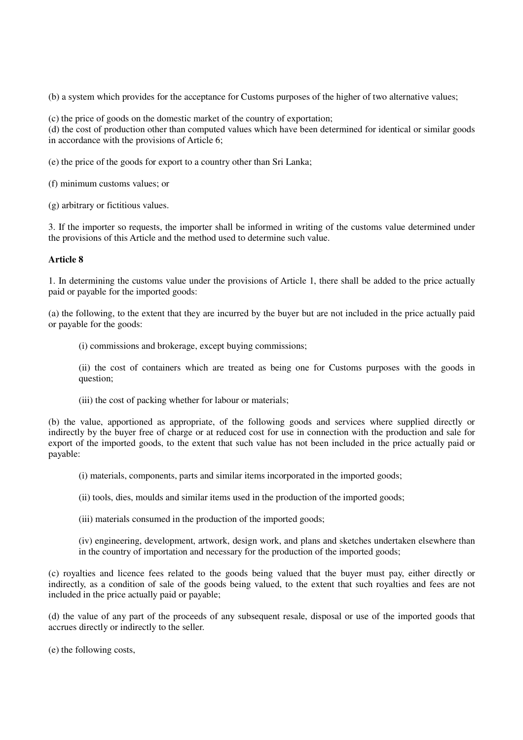(b) a system which provides for the acceptance for Customs purposes of the higher of two alternative values;

(c) the price of goods on the domestic market of the country of exportation;

(d) the cost of production other than computed values which have been determined for identical or similar goods in accordance with the provisions of Article 6;

(e) the price of the goods for export to a country other than Sri Lanka;

(f) minimum customs values; or

(g) arbitrary or fictitious values.

3. If the importer so requests, the importer shall be informed in writing of the customs value determined under the provisions of this Article and the method used to determine such value.

**Article 8**

1. In determining the customs value under the provisions of Article 1, there shall be added to the price actually paid or payable for the imported goods:

(a) the following, to the extent that they are incurred by the buyer but are not included in the price actually paid or payable for the goods:

> (i) commissions and brokerage, except buying commissions;
>
> (ii) the cost of containers which are treated as being one for Customs purposes with the goods in question;
>
> (iii) the cost of packing whether for labour or materials;

(b) the value, apportioned as appropriate, of the following goods and services where supplied directly or indirectly by the buyer free of charge or at reduced cost for use in connection with the production and sale for export of the imported goods, to the extent that such value has not been included in the price actually paid or payable:

> (i) materials, components, parts and similar items incorporated in the imported goods;
>
> (ii) tools, dies, moulds and similar items used in the production of the imported goods;
>
> (iii) materials consumed in the production of the imported goods;
>
> (iv) engineering, development, artwork, design work, and plans and sketches undertaken elsewhere than in the country of importation and necessary for the production of the imported goods;

(c) royalties and licence fees related to the goods being valued that the buyer must pay, either directly or indirectly, as a condition of sale of the goods being valued, to the extent that such royalties and fees are not included in the price actually paid or payable;

(d) the value of any part of the proceeds of any subsequent resale, disposal or use of the imported goods that accrues directly or indirectly to the seller.

(e) the following costs,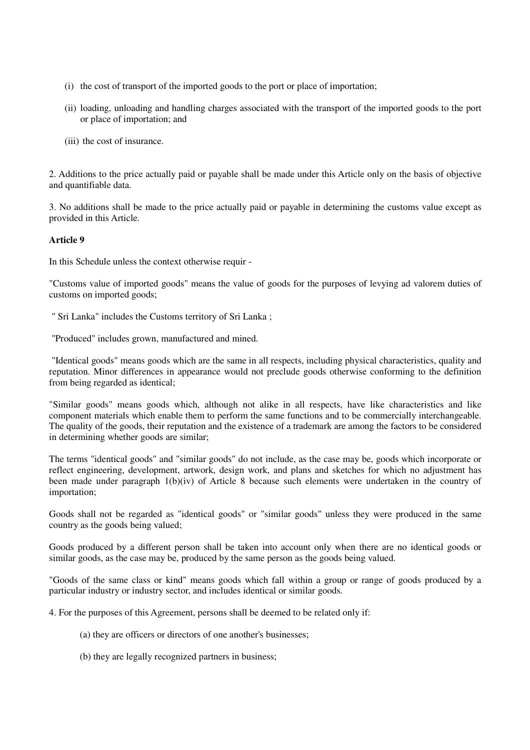(i) the cost of transport of the imported goods to the port or place of importation;

(ii) loading, unloading and handling charges associated with the transport of the imported goods to the port or place of importation; and

(iii) the cost of insurance.

2. Additions to the price actually paid or payable shall be made under this Article only on the basis of objective and quantifiable data.

3. No additions shall be made to the price actually paid or payable in determining the customs value except as provided in this Article.

**Article 9**

In this Schedule unless the context otherwise requir -

"Customs value of imported goods" means the value of goods for the purposes of levying ad valorem duties of customs on imported goods;

" Sri Lanka" includes the Customs territory of Sri Lanka ;

"Produced" includes grown, manufactured and mined.

"Identical goods" means goods which are the same in all respects, including physical characteristics, quality and reputation. Minor differences in appearance would not preclude goods otherwise conforming to the definition from being regarded as identical;

"Similar goods" means goods which, although not alike in all respects, have like characteristics and like component materials which enable them to perform the same functions and to be commercially interchangeable. The quality of the goods, their reputation and the existence of a trademark are among the factors to be considered in determining whether goods are similar;

The terms "identical goods" and "similar goods" do not include, as the case may be, goods which incorporate or reflect engineering, development, artwork, design work, and plans and sketches for which no adjustment has been made under paragraph 1(b)(iv) of Article 8 because such elements were undertaken in the country of importation;

Goods shall not be regarded as "identical goods" or "similar goods" unless they were produced in the same country as the goods being valued;

Goods produced by a different person shall be taken into account only when there are no identical goods or similar goods, as the case may be, produced by the same person as the goods being valued.

"Goods of the same class or kind" means goods which fall within a group or range of goods produced by a particular industry or industry sector, and includes identical or similar goods.

4. For the purposes of this Agreement, persons shall be deemed to be related only if:

(a) they are officers or directors of one another's businesses;

(b) they are legally recognized partners in business;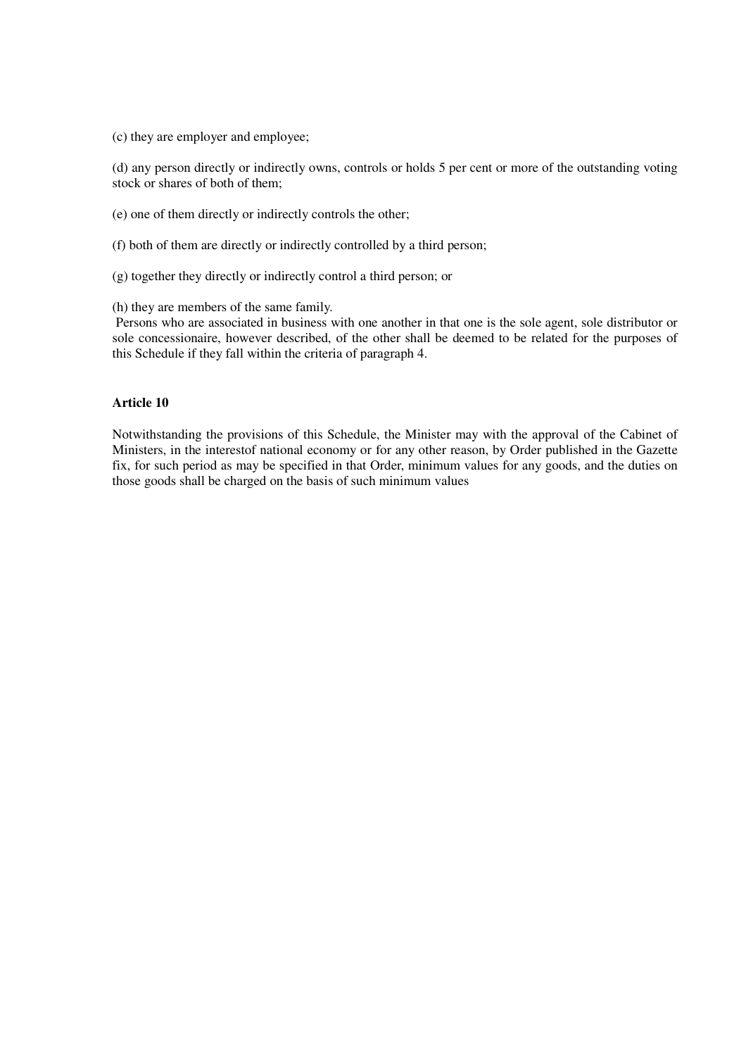(c) they are employer and employee;

(d) any person directly or indirectly owns, controls or holds 5 per cent or more of the outstanding voting stock or shares of both of them;

(e) one of them directly or indirectly controls the other;

(f) both of them are directly or indirectly controlled by a third person;

(g) together they directly or indirectly control a third person; or

(h) they are members of the same family.

Persons who are associated in business with one another in that one is the sole agent, sole distributor or sole concessionaire, however described, of the other shall be deemed to be related for the purposes of this Schedule if they fall within the criteria of paragraph 4.

**Article 10**

Notwithstanding the provisions of this Schedule, the Minister may with the approval of the Cabinet of Ministers, in the interestof national economy or for any other reason, by Order published in the Gazette fix, for such period as may be specified in that Order, minimum values for any goods, and the duties on those goods shall be charged on the basis of such minimum values